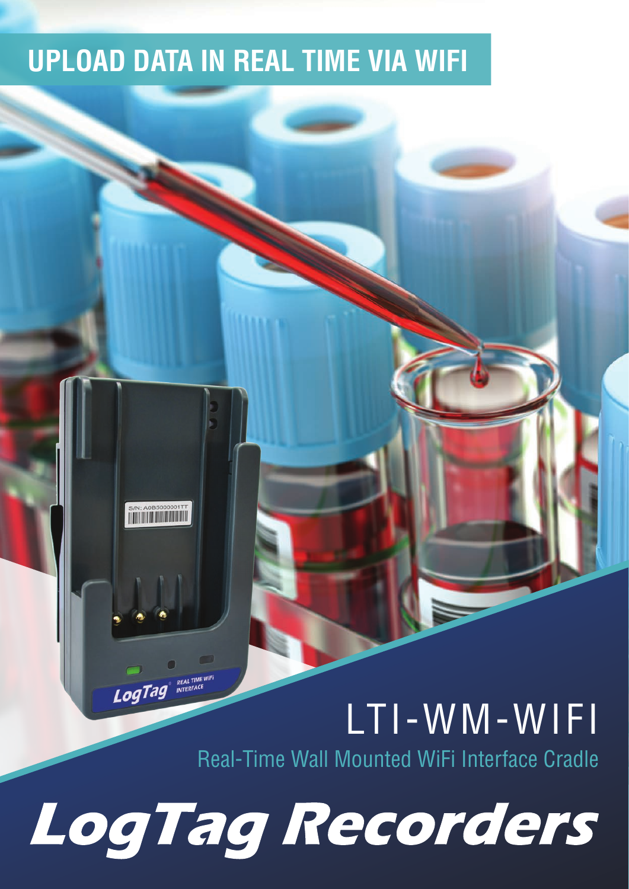# UPLOAD DATA IN REAL TIME VIA WIFI

## LTI-WM-WIFI

Real-Time Wall Mounted WiFi Interface Cradle

# LogTag Recorders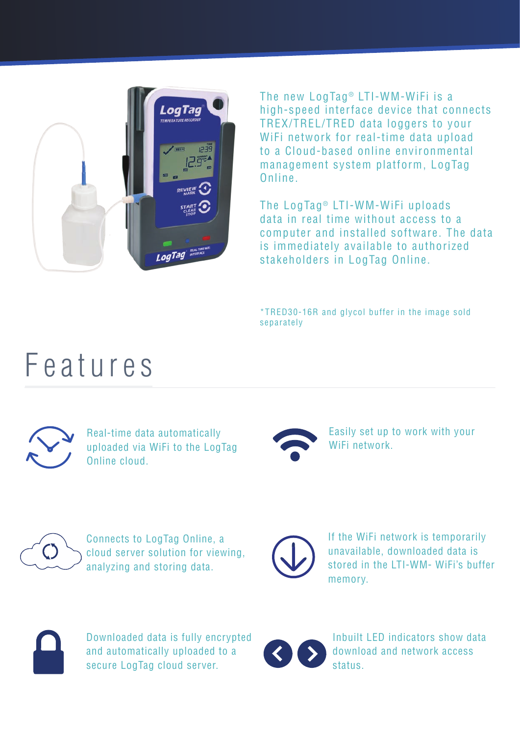The new LogTag® LTI-WM-WiFi is a high-speed interface device that connects TREX/TREL/TRED data loggers to your WiFi network for real-time data upload to a Cloud-based online environmental management system platform, LogTag Online.

The LogTag® LTI-WM-WiFi uploads data in real time without access to a computer and installed software. The data is immediately available to authorized stakeholders in LogTag Online.

*TRED30-16R and glycol buffer in the image sold separately

# Features

- Real-time data automatically uploaded via WiFi to the LogTag Online cloud.
- Easily set up to work with your WiFi network.
- Connects to LogTag Online, a cloud server solution for viewing, analyzing and storing data.
- If the WiFi network is temporarily unavailable, downloaded data is stored in the LTI-WM- WiFi's buffer memory.
- Downloaded data is fully encrypted and automatically uploaded to a secure LogTag cloud server.
- Inbuilt LED indicators show data download and network access status.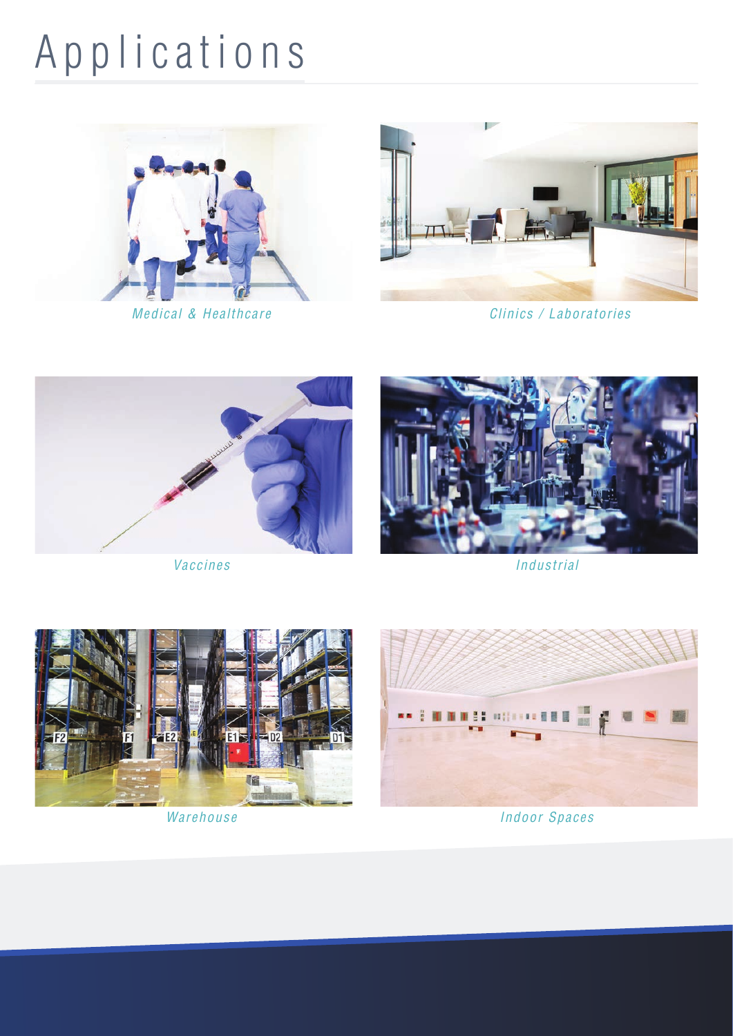# Applications

*Medical & Healthcare*

*Clinics / Laboratories*

*Vaccines*

*Industrial*

*Warehouse*

*Indoor Spaces*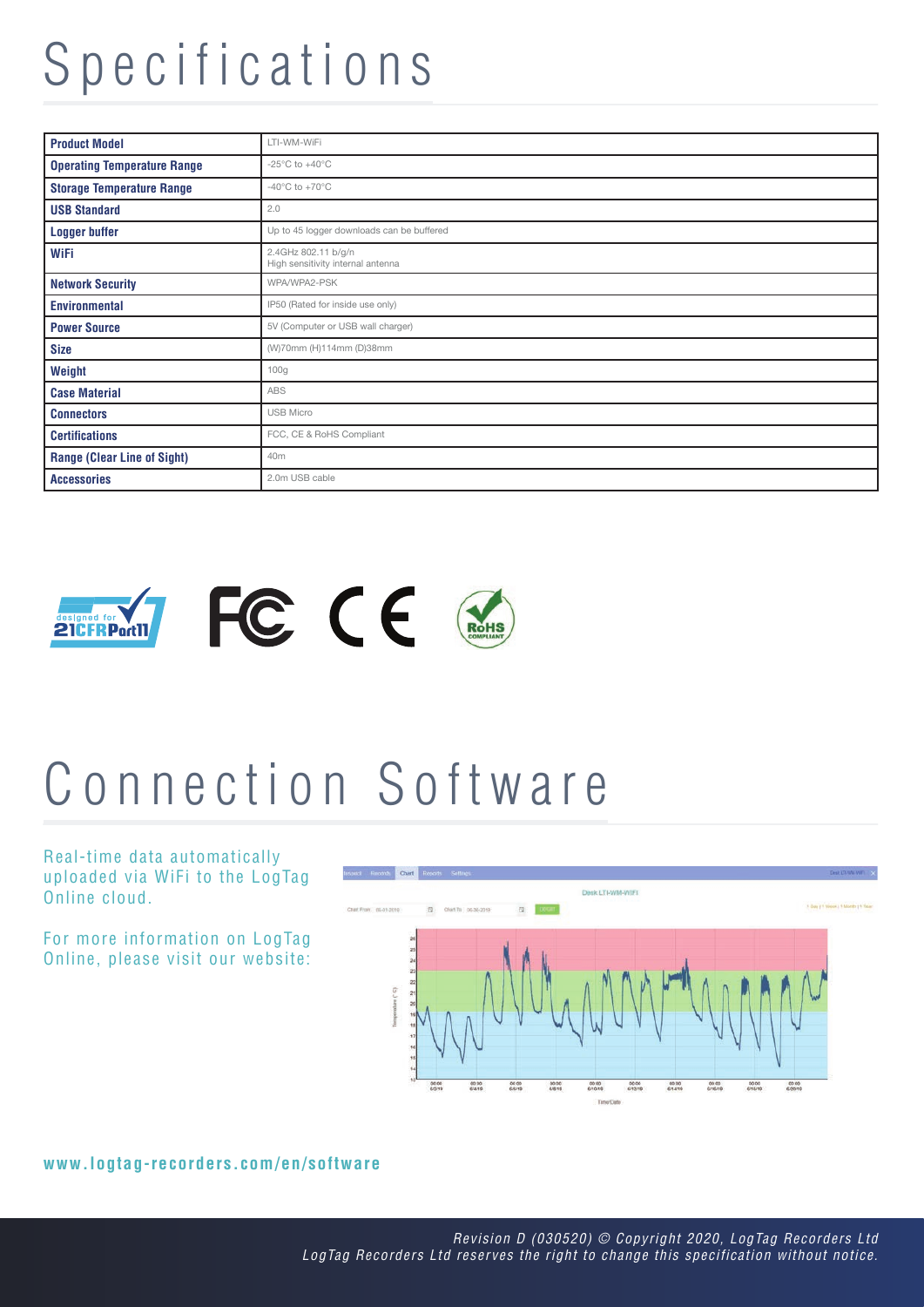# Specifications

| | |
|---|---|
| **Product Model** | LTI-WM-WiFi |
| **Operating Temperature Range** | -25°C to +40°C |
| **Storage Temperature Range** | -40°C to +70°C |
| **USB Standard** | 2.0 |
| **Logger buffer** | Up to 45 logger downloads can be buffered |
| **WiFi** | 2.4GHz 802.11 b/g/n<br>High sensitivity internal antenna |
| **Network Security** | WPA/WPA2-PSK |
| **Environmental** | IP50 (Rated for inside use only) |
| **Power Source** | 5V (Computer or USB wall charger) |
| **Size** | (W)70mm (H)114mm (D)38mm |
| **Weight** | 100g |
| **Case Material** | ABS |
| **Connectors** | USB Micro |
| **Certifications** | FCC, CE & RoHS Compliant |
| **Range (Clear Line of Sight)** | 40m |
| **Accessories** | 2.0m USB cable |

# Connection Software

Real-time data automatically uploaded via WiFi to the LogTag Online cloud.

For more information on LogTag Online, please visit our website:

**www.logtag-recorders.com/en/software**

*Revision D (030520) © Copyright 2020, LogTag Recorders Ltd*
*LogTag Recorders Ltd reserves the right to change this specification without notice.*